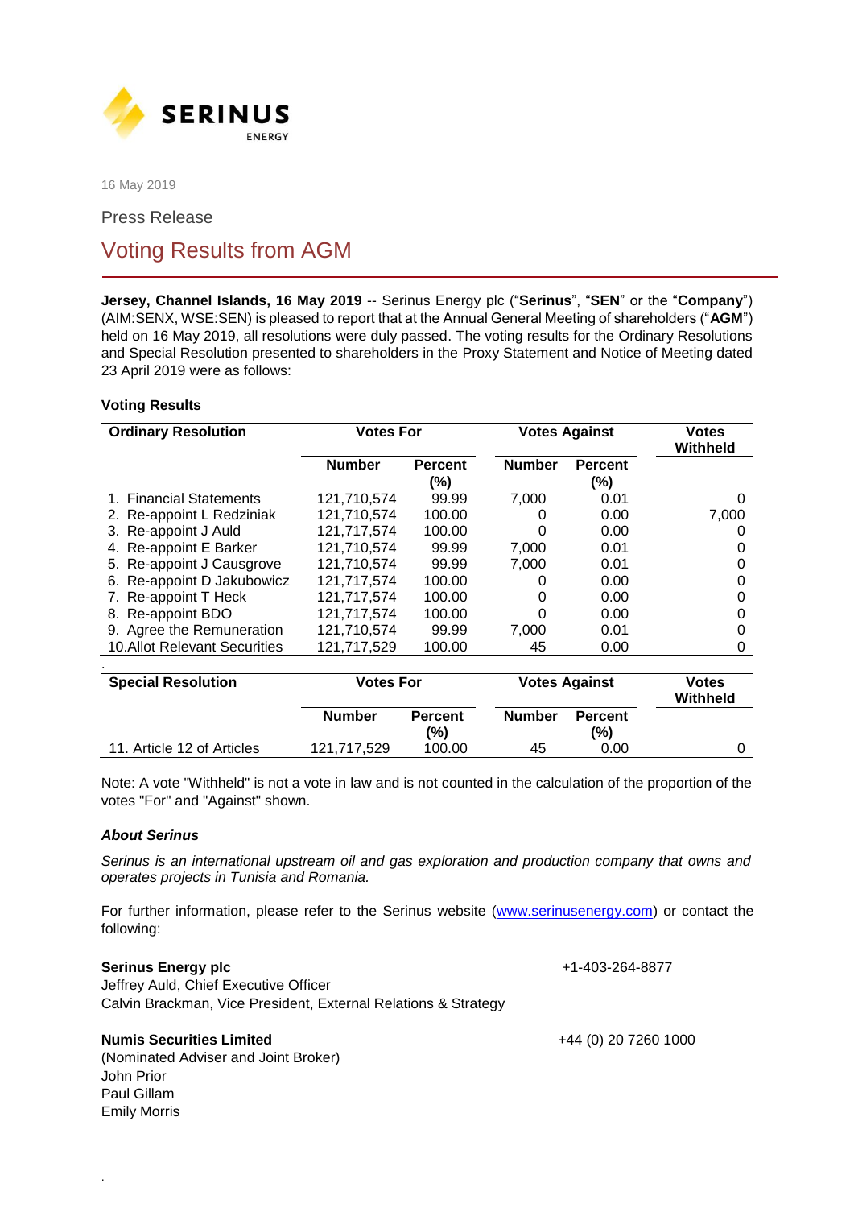SERINUS ENERGY

16 May 2019

Press Release

# Voting Results from AGM

**Jersey, Channel Islands, 16 May 2019** -- Serinus Energy plc ("**Serinus**", "**SEN**" or the "**Company**") (AIM:SENX, WSE:SEN) is pleased to report that at the Annual General Meeting of shareholders ("**AGM**") held on 16 May 2019, all resolutions were duly passed. The voting results for the Ordinary Resolutions and Special Resolution presented to shareholders in the Proxy Statement and Notice of Meeting dated 23 April 2019 were as follows:

### Voting Results

| Ordinary Resolution | Votes For | | Votes Against | | Votes Withheld |
|---|---|---|---|---|---|
| | Number | Percent (%) | Number | Percent (%) | |
| 1. Financial Statements | 121,710,574 | 99.99 | 7,000 | 0.01 | 0 |
| 2. Re-appoint L Redziniak | 121,710,574 | 100.00 | 0 | 0.00 | 7,000 |
| 3. Re-appoint J Auld | 121,717,574 | 100.00 | 0 | 0.00 | 0 |
| 4. Re-appoint E Barker | 121,710,574 | 99.99 | 7,000 | 0.01 | 0 |
| 5. Re-appoint J Causgrove | 121,710,574 | 99.99 | 7,000 | 0.01 | 0 |
| 6. Re-appoint D Jakubowicz | 121,717,574 | 100.00 | 0 | 0.00 | 0 |
| 7. Re-appoint T Heck | 121,717,574 | 100.00 | 0 | 0.00 | 0 |
| 8. Re-appoint BDO | 121,717,574 | 100.00 | 0 | 0.00 | 0 |
| 9. Agree the Remuneration | 121,710,574 | 99.99 | 7,000 | 0.01 | 0 |
| 10. Allot Relevant Securities | 121,717,529 | 100.00 | 45 | 0.00 | 0 |

| Special Resolution | Votes For | | Votes Against | | Votes Withheld |
|---|---|---|---|---|---|
| | Number | Percent (%) | Number | Percent (%) | |
| 11. Article 12 of Articles | 121,717,529 | 100.00 | 45 | 0.00 | 0 |

Note: A vote "Withheld" is not a vote in law and is not counted in the calculation of the proportion of the votes "For" and "Against" shown.

***About Serinus***

*Serinus is an international upstream oil and gas exploration and production company that owns and operates projects in Tunisia and Romania.*

For further information, please refer to the Serinus website (www.serinusenergy.com) or contact the following:

**Serinus Energy plc** +1-403-264-8877
Jeffrey Auld, Chief Executive Officer
Calvin Brackman, Vice President, External Relations & Strategy

**Numis Securities Limited** +44 (0) 20 7260 1000
(Nominated Adviser and Joint Broker)
John Prior
Paul Gillam
Emily Morris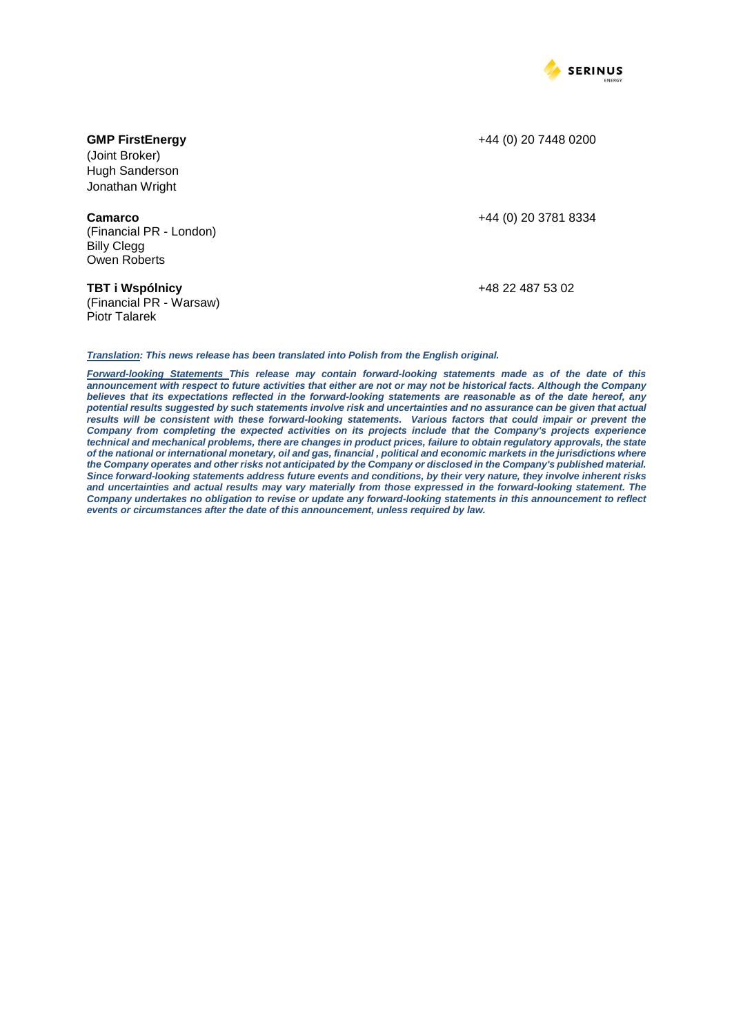**GMP FirstEnergy** +44 (0) 20 7448 0200
(Joint Broker)
Hugh Sanderson
Jonathan Wright

**Camarco** +44 (0) 20 3781 8334
(Financial PR - London)
Billy Clegg
Owen Roberts

**TBT i Wspólnicy** +48 22 487 53 02
(Financial PR - Warsaw)
Piotr Talarek

***Translation**: This news release has been translated into Polish from the English original.*

***Forward-looking Statements** This release may contain forward-looking statements made as of the date of this announcement with respect to future activities that either are not or may not be historical facts. Although the Company believes that its expectations reflected in the forward-looking statements are reasonable as of the date hereof, any potential results suggested by such statements involve risk and uncertainties and no assurance can be given that actual results will be consistent with these forward-looking statements. Various factors that could impair or prevent the Company from completing the expected activities on its projects include that the Company's projects experience technical and mechanical problems, there are changes in product prices, failure to obtain regulatory approvals, the state of the national or international monetary, oil and gas, financial , political and economic markets in the jurisdictions where the Company operates and other risks not anticipated by the Company or disclosed in the Company's published material. Since forward-looking statements address future events and conditions, by their very nature, they involve inherent risks and uncertainties and actual results may vary materially from those expressed in the forward-looking statement. The Company undertakes no obligation to revise or update any forward-looking statements in this announcement to reflect events or circumstances after the date of this announcement, unless required by law.*